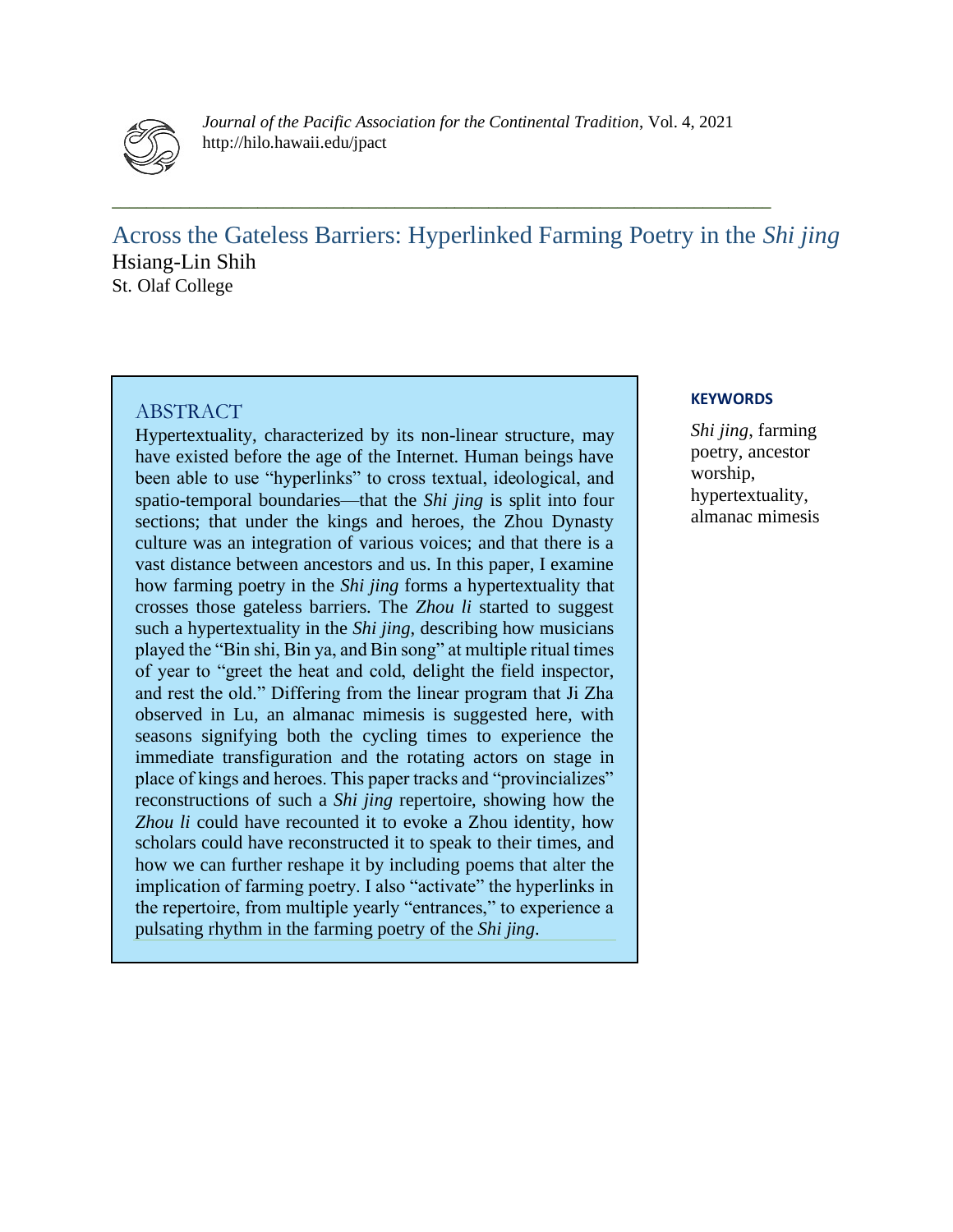# Across the Gateless Barriers: Hyperlinked Farming Poetry in the *Shi jing*

Hsiang-Lin Shih

St. Olaf College

## ABSTRACT

Hypertextuality, characterized by its non-linear structure, may have existed before the age of the Internet. Human beings have been able to use "hyperlinks" to cross textual, ideological, and spatio-temporal boundaries—that the *Shi jing* is split into four sections; that under the kings and heroes, the Zhou Dynasty culture was an integration of various voices; and that there is a vast distance between ancestors and us. In this paper, I examine how farming poetry in the *Shi jing* forms a hypertextuality that crosses those gateless barriers. The *Zhou li* started to suggest such a hypertextuality in the *Shi jing*, describing how musicians played the "Bin shi, Bin ya, and Bin song" at multiple ritual times of year to "greet the heat and cold, delight the field inspector, and rest the old." Differing from the linear program that Ji Zha observed in Lu, an almanac mimesis is suggested here, with seasons signifying both the cycling times to experience the immediate transfiguration and the rotating actors on stage in place of kings and heroes. This paper tracks and "provincializes" reconstructions of such a *Shi jing* repertoire, showing how the *Zhou li* could have recounted it to evoke a Zhou identity, how scholars could have reconstructed it to speak to their times, and how we can further reshape it by including poems that alter the implication of farming poetry. I also "activate" the hyperlinks in the repertoire, from multiple yearly "entrances," to experience a pulsating rhythm in the farming poetry of the *Shi jing*.

**KEYWORDS**

*Shi jing*, farming poetry, ancestor worship, hypertextuality, almanac mimesis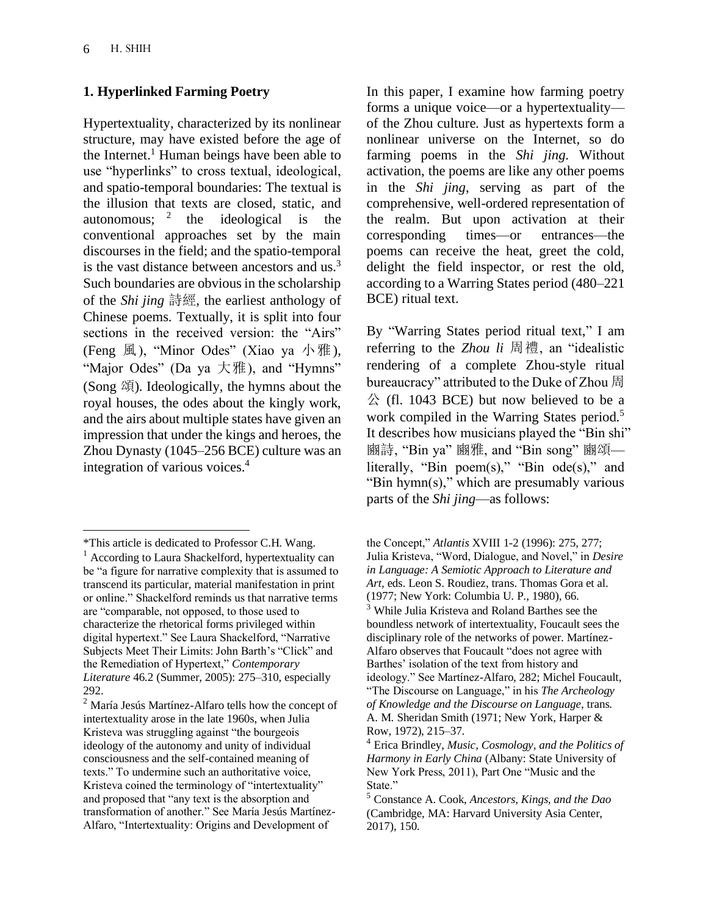## 1. Hyperlinked Farming Poetry

Hypertextuality, characterized by its nonlinear structure, may have existed before the age of the Internet.[1] Human beings have been able to use "hyperlinks" to cross textual, ideological, and spatio-temporal boundaries: The textual is the illusion that texts are closed, static, and autonomous; [2] the ideological is the conventional approaches set by the main discourses in the field; and the spatio-temporal is the vast distance between ancestors and us.[3] Such boundaries are obvious in the scholarship of the *Shi jing* 詩經, the earliest anthology of Chinese poems. Textually, it is split into four sections in the received version: the "Airs" (Feng 風), "Minor Odes" (Xiao ya 小雅), "Major Odes" (Da ya 大雅), and "Hymns" (Song 頌). Ideologically, the hymns about the royal houses, the odes about the kingly work, and the airs about multiple states have given an impression that under the kings and heroes, the Zhou Dynasty (1045–256 BCE) culture was an integration of various voices.[4]

In this paper, I examine how farming poetry forms a unique voice—or a hypertextuality—of the Zhou culture. Just as hypertexts form a nonlinear universe on the Internet, so do farming poems in the *Shi jing*. Without activation, the poems are like any other poems in the *Shi jing*, serving as part of the comprehensive, well-ordered representation of the realm. But upon activation at their corresponding times—or entrances—the poems can receive the heat, greet the cold, delight the field inspector, or rest the old, according to a Warring States period (480–221 BCE) ritual text.

By "Warring States period ritual text," I am referring to the *Zhou li* 周禮, an "idealistic rendering of a complete Zhou-style ritual bureaucracy" attributed to the Duke of Zhou 周公 (fl. 1043 BCE) but now believed to be a work compiled in the Warring States period.[5] It describes how musicians played the "Bin shi" 豳詩, "Bin ya" 豳雅, and "Bin song" 豳頌—literally, "Bin poem(s)," "Bin ode(s)," and "Bin hymn(s)," which are presumably various parts of the *Shi jing*—as follows:

---

*This article is dedicated to Professor C.H. Wang.

[1] According to Laura Shackelford, hypertextuality can be "a figure for narrative complexity that is assumed to transcend its particular, material manifestation in print or online." Shackelford reminds us that narrative terms are "comparable, not opposed, to those used to characterize the rhetorical forms privileged within digital hypertext." See Laura Shackelford, "Narrative Subjects Meet Their Limits: John Barth's "Click" and the Remediation of Hypertext," *Contemporary Literature* 46.2 (Summer, 2005): 275–310, especially 292.

[2] María Jesús Martínez-Alfaro tells how the concept of intertextuality arose in the late 1960s, when Julia Kristeva was struggling against "the bourgeois ideology of the autonomy and unity of individual consciousness and the self-contained meaning of texts." To undermine such an authoritative voice, Kristeva coined the terminology of "intertextuality" and proposed that "any text is the absorption and transformation of another." See María Jesús Martínez-Alfaro, "Intertextuality: Origins and Development of the Concept," *Atlantis* XVIII 1-2 (1996): 275, 277; Julia Kristeva, "Word, Dialogue, and Novel," in *Desire in Language: A Semiotic Approach to Literature and Art*, eds. Leon S. Roudiez, trans. Thomas Gora et al. (1977; New York: Columbia U. P., 1980), 66.

[3] While Julia Kristeva and Roland Barthes see the boundless network of intertextuality, Foucault sees the disciplinary role of the networks of power. Martínez-Alfaro observes that Foucault "does not agree with Barthes' isolation of the text from history and ideology." See Martínez-Alfaro, 282; Michel Foucault, "The Discourse on Language," in his *The Archeology of Knowledge and the Discourse on Language*, trans. A. M. Sheridan Smith (1971; New York, Harper & Row, 1972), 215–37.

[4] Erica Brindley, *Music, Cosmology, and the Politics of Harmony in Early China* (Albany: State University of New York Press, 2011), Part One "Music and the State."

[5] Constance A. Cook, *Ancestors, Kings, and the Dao* (Cambridge, MA: Harvard University Asia Center, 2017), 150.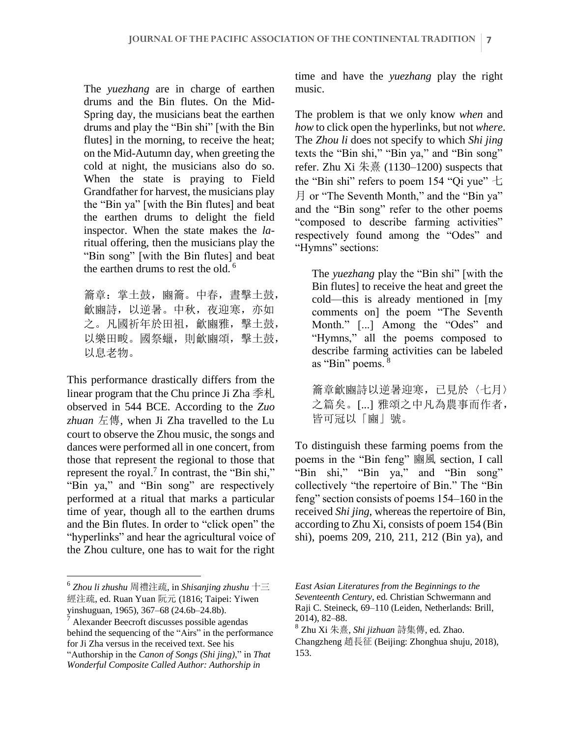> The *yuezhang* are in charge of earthen drums and the Bin flutes. On the Mid-Spring day, the musicians beat the earthen drums and play the "Bin shi" [with the Bin flutes] in the morning, to receive the heat; on the Mid-Autumn day, when greeting the cold at night, the musicians also do so. When the state is praying to Field Grandfather for harvest, the musicians play the "Bin ya" [with the Bin flutes] and beat the earthen drums to delight the field inspector. When the state makes the *la*-ritual offering, then the musicians play the "Bin song" [with the Bin flutes] and beat the earthen drums to rest the old.[6]
>
> 籥章：掌土鼓，豳籥。中春，晝擊土鼓，歈豳詩，以逆暑。中秋，夜迎寒，亦如之。凡國祈年於田祖，歈豳雅，擊土鼓，以樂田畯。國祭蠟，則歈豳頌，擊土鼓，以息老物。

This performance drastically differs from the linear program that the Chu prince Ji Zha 季札 observed in 544 BCE. According to the *Zuo zhuan* 左傳, when Ji Zha travelled to the Lu court to observe the Zhou music, the songs and dances were performed all in one concert, from those that represent the regional to those that represent the royal.[7] In contrast, the "Bin shi," "Bin ya," and "Bin song" are respectively performed at a ritual that marks a particular time of year, though all to the earthen drums and the Bin flutes. In order to "click open" the "hyperlinks" and hear the agricultural voice of the Zhou culture, one has to wait for the right time and have the *yuezhang* play the right music.

The problem is that we only know *when* and *how* to click open the hyperlinks, but not *where*. The *Zhou li* does not specify to which *Shi jing* texts the "Bin shi," "Bin ya," and "Bin song" refer. Zhu Xi 朱熹 (1130–1200) suspects that the "Bin shi" refers to poem 154 "Qi yue" 七月 or "The Seventh Month," and the "Bin ya" and the "Bin song" refer to the other poems "composed to describe farming activities" respectively found among the "Odes" and "Hymns" sections:

> The *yuezhang* play the "Bin shi" [with the Bin flutes] to receive the heat and greet the cold—this is already mentioned in [my comments on] the poem "The Seventh Month." [...] Among the "Odes" and "Hymns," all the poems composed to describe farming activities can be labeled as "Bin" poems.[8]
>
> 籥章歈豳詩以逆暑迎寒，已見於〈七月〉之篇矣。[...] 雅頌之中凡為農事而作者，皆可冠以「豳」號。

To distinguish these farming poems from the poems in the "Bin feng" 豳風 section, I call "Bin shi," "Bin ya," and "Bin song" collectively "the repertoire of Bin." The "Bin feng" section consists of poems 154–160 in the received *Shi jing*, whereas the repertoire of Bin, according to Zhu Xi, consists of poem 154 (Bin shi), poems 209, 210, 211, 212 (Bin ya), and

---

[6] *Zhou li zhushu* 周禮注疏, in *Shisanjing zhushu* 十三經注疏, ed. Ruan Yuan 阮元 (1816; Taipei: Yiwen yinshuguan, 1965), 367–68 (24.6b–24.8b).

[7] Alexander Beecroft discusses possible agendas behind the sequencing of the "Airs" in the performance for Ji Zha versus in the received text. See his "Authorship in the *Canon of Songs (Shi jing)*," in *That Wonderful Composite Called Author: Authorship in East Asian Literatures from the Beginnings to the Seventeenth Century*, ed. Christian Schwermann and Raji C. Steineck, 69–110 (Leiden, Netherlands: Brill, 2014), 82–88.

[8] Zhu Xi 朱熹, *Shi jizhuan* 詩集傳, ed. Zhao. Changzheng 趙長征 (Beijing: Zhonghua shuju, 2018), 153.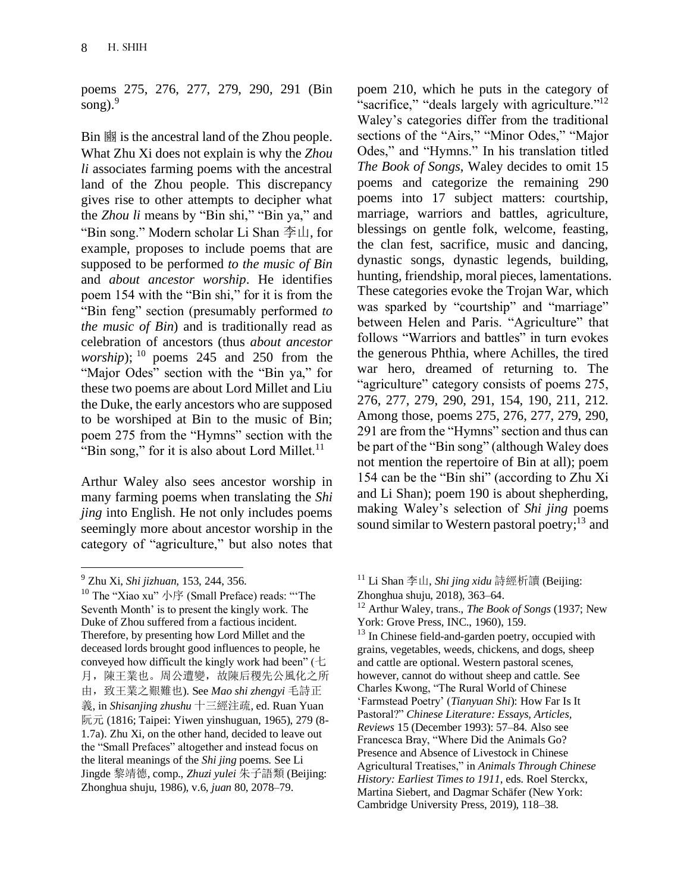poems 275, 276, 277, 279, 290, 291 (Bin song).[9]

Bin 豳 is the ancestral land of the Zhou people. What Zhu Xi does not explain is why the *Zhou li* associates farming poems with the ancestral land of the Zhou people. This discrepancy gives rise to other attempts to decipher what the *Zhou li* means by "Bin shi," "Bin ya," and "Bin song." Modern scholar Li Shan 李山, for example, proposes to include poems that are supposed to be performed *to the music of Bin* and *about ancestor worship*. He identifies poem 154 with the "Bin shi," for it is from the "Bin feng" section (presumably performed *to the music of Bin*) and is traditionally read as celebration of ancestors (thus *about ancestor worship*);[10] poems 245 and 250 from the "Major Odes" section with the "Bin ya," for these two poems are about Lord Millet and Liu the Duke, the early ancestors who are supposed to be worshiped at Bin to the music of Bin; poem 275 from the "Hymns" section with the "Bin song," for it is also about Lord Millet.[11]

Arthur Waley also sees ancestor worship in many farming poems when translating the *Shi jing* into English. He not only includes poems seemingly more about ancestor worship in the category of "agriculture," but also notes that poem 210, which he puts in the category of "sacrifice," "deals largely with agriculture."[12] Waley's categories differ from the traditional sections of the "Airs," "Minor Odes," "Major Odes," and "Hymns." In his translation titled *The Book of Songs*, Waley decides to omit 15 poems and categorize the remaining 290 poems into 17 subject matters: courtship, marriage, warriors and battles, agriculture, blessings on gentle folk, welcome, feasting, the clan fest, sacrifice, music and dancing, dynastic songs, dynastic legends, building, hunting, friendship, moral pieces, lamentations. These categories evoke the Trojan War, which was sparked by "courtship" and "marriage" between Helen and Paris. "Agriculture" that follows "Warriors and battles" in turn evokes the generous Phthia, where Achilles, the tired war hero, dreamed of returning to. The "agriculture" category consists of poems 275, 276, 277, 279, 290, 291, 154, 190, 211, 212. Among those, poems 275, 276, 277, 279, 290, 291 are from the "Hymns" section and thus can be part of the "Bin song" (although Waley does not mention the repertoire of Bin at all); poem 154 can be the "Bin shi" (according to Zhu Xi and Li Shan); poem 190 is about shepherding, making Waley's selection of *Shi jing* poems sound similar to Western pastoral poetry;[13] and

---

[9] Zhu Xi, *Shi jizhuan*, 153, 244, 356.

[10] The "Xiao xu" 小序 (Small Preface) reads: "'The Seventh Month' is to present the kingly work. The Duke of Zhou suffered from a factious incident. Therefore, by presenting how Lord Millet and the deceased lords brought good influences to people, he conveyed how difficult the kingly work had been" (七月，陳王業也。周公遭變，故陳后稷先公風化之所由，致王業之艱難也). See *Mao shi zhengyi* 毛詩正義, in *Shisanjing zhushu* 十三經注疏, ed. Ruan Yuan 阮元 (1816; Taipei: Yiwen yinshuguan, 1965), 279 (8-1.7a). Zhu Xi, on the other hand, decided to leave out the "Small Prefaces" altogether and instead focus on the literal meanings of the *Shi jing* poems. See Li Jingde 黎靖德, comp., *Zhuzi yulei* 朱子語類 (Beijing: Zhonghua shuju, 1986), v.6, *juan* 80, 2078–79.

[11] Li Shan 李山, *Shi jing xidu* 詩經析讀 (Beijing: Zhonghua shuju, 2018), 363–64.

[12] Arthur Waley, trans., *The Book of Songs* (1937; New York: Grove Press, INC., 1960), 159.

[13] In Chinese field-and-garden poetry, occupied with grains, vegetables, weeds, chickens, and dogs, sheep and cattle are optional. Western pastoral scenes, however, cannot do without sheep and cattle. See Charles Kwong, "The Rural World of Chinese 'Farmstead Poetry' (*Tianyuan Shi*): How Far Is It Pastoral?" *Chinese Literature: Essays, Articles, Reviews* 15 (December 1993): 57–84. Also see Francesca Bray, "Where Did the Animals Go? Presence and Absence of Livestock in Chinese Agricultural Treatises," in *Animals Through Chinese History: Earliest Times to 1911*, eds. Roel Sterckx, Martina Siebert, and Dagmar Schäfer (New York: Cambridge University Press, 2019), 118–38.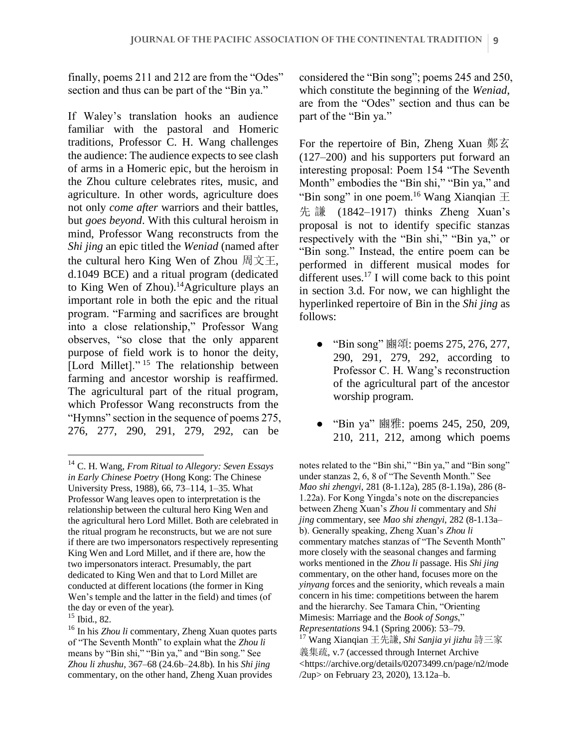finally, poems 211 and 212 are from the "Odes" section and thus can be part of the "Bin ya."

If Waley's translation hooks an audience familiar with the pastoral and Homeric traditions, Professor C. H. Wang challenges the audience: The audience expects to see clash of arms in a Homeric epic, but the heroism in the Zhou culture celebrates rites, music, and agriculture. In other words, agriculture does not only *come after* warriors and their battles, but *goes beyond*. With this cultural heroism in mind, Professor Wang reconstructs from the *Shi jing* an epic titled the *Weniad* (named after the cultural hero King Wen of Zhou 周文王, d.1049 BCE) and a ritual program (dedicated to King Wen of Zhou).[14] Agriculture plays an important role in both the epic and the ritual program. "Farming and sacrifices are brought into a close relationship," Professor Wang observes, "so close that the only apparent purpose of field work is to honor the deity, [Lord Millet]."[15] The relationship between farming and ancestor worship is reaffirmed. The agricultural part of the ritual program, which Professor Wang reconstructs from the "Hymns" section in the sequence of poems 275, 276, 277, 290, 291, 279, 292, can be considered the "Bin song"; poems 245 and 250, which constitute the beginning of the *Weniad*, are from the "Odes" section and thus can be part of the "Bin ya."

For the repertoire of Bin, Zheng Xuan 鄭玄 (127–200) and his supporters put forward an interesting proposal: Poem 154 "The Seventh Month" embodies the "Bin shi," "Bin ya," and "Bin song" in one poem.[16] Wang Xianqian 王先謙 (1842–1917) thinks Zheng Xuan's proposal is not to identify specific stanzas respectively with the "Bin shi," "Bin ya," or "Bin song." Instead, the entire poem can be performed in different musical modes for different uses.[17] I will come back to this point in section 3.d. For now, we can highlight the hyperlinked repertoire of Bin in the *Shi jing* as follows:

- "Bin song" 豳頌: poems 275, 276, 277, 290, 291, 279, 292, according to Professor C. H. Wang's reconstruction of the agricultural part of the ancestor worship program.
- "Bin ya" 豳雅: poems 245, 250, 209, 210, 211, 212, among which poems

---

[14] C. H. Wang, *From Ritual to Allegory: Seven Essays in Early Chinese Poetry* (Hong Kong: The Chinese University Press, 1988), 66, 73–114, 1–35. What Professor Wang leaves open to interpretation is the relationship between the cultural hero King Wen and the agricultural hero Lord Millet. Both are celebrated in the ritual program he reconstructs, but we are not sure if there are two impersonators respectively representing King Wen and Lord Millet, and if there are, how the two impersonators interact. Presumably, the part dedicated to King Wen and that to Lord Millet are conducted at different locations (the former in King Wen's temple and the latter in the field) and times (of the day or even of the year).

[15] Ibid., 82.

[16] In his *Zhou li* commentary, Zheng Xuan quotes parts of "The Seventh Month" to explain what the *Zhou li* means by "Bin shi," "Bin ya," and "Bin song." See *Zhou li zhushu*, 367–68 (24.6b–24.8b). In his *Shi jing* commentary, on the other hand, Zheng Xuan provides notes related to the "Bin shi," "Bin ya," and "Bin song" under stanzas 2, 6, 8 of "The Seventh Month." See *Mao shi zhengyi*, 281 (8-1.12a), 285 (8-1.19a), 286 (8-1.22a). For Kong Yingda's note on the discrepancies between Zheng Xuan's *Zhou li* commentary and *Shi jing* commentary, see *Mao shi zhengyi*, 282 (8-1.13a–b). Generally speaking, Zheng Xuan's *Zhou li* commentary matches stanzas of "The Seventh Month" more closely with the seasonal changes and farming works mentioned in the *Zhou li* passage. His *Shi jing* commentary, on the other hand, focuses more on the *yinyang* forces and the seniority, which reveals a main concern in his time: competitions between the harem and the hierarchy. See Tamara Chin, "Orienting Mimesis: Marriage and the *Book of Songs*," *Representations* 94.1 (Spring 2006): 53–79.

[17] Wang Xianqian 王先謙, *Shi Sanjia yi jizhu* 詩三家義集疏, v.7 (accessed through Internet Archive <https://archive.org/details/02073499.cn/page/n2/mode/2up> on February 23, 2020), 13.12a–b.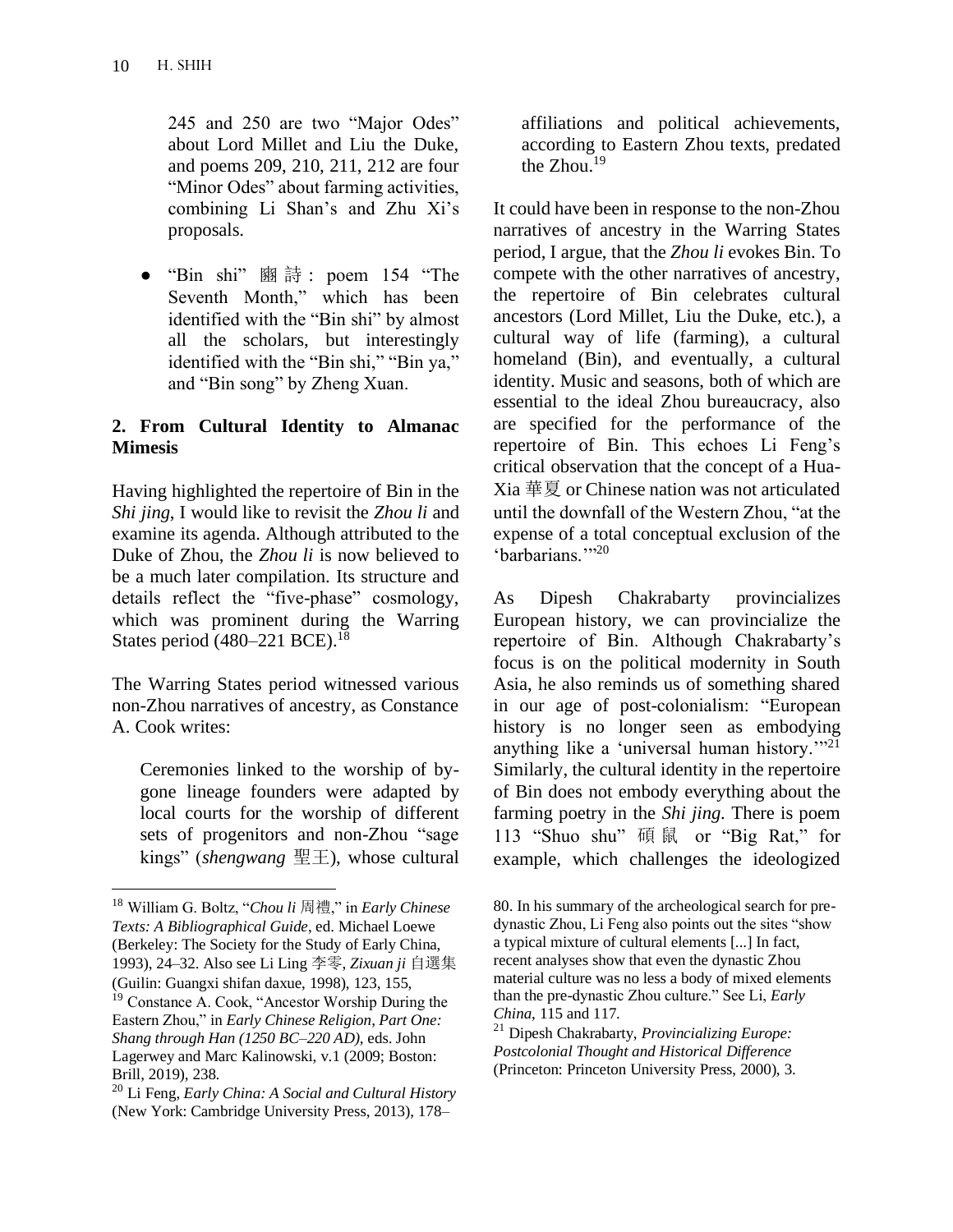245 and 250 are two "Major Odes" about Lord Millet and Liu the Duke, and poems 209, 210, 211, 212 are four "Minor Odes" about farming activities, combining Li Shan's and Zhu Xi's proposals.

- "Bin shi" 豳詩: poem 154 "The Seventh Month," which has been identified with the "Bin shi" by almost all the scholars, but interestingly identified with the "Bin shi," "Bin ya," and "Bin song" by Zheng Xuan.

## 2. From Cultural Identity to Almanac Mimesis

Having highlighted the repertoire of Bin in the *Shi jing*, I would like to revisit the *Zhou li* and examine its agenda. Although attributed to the Duke of Zhou, the *Zhou li* is now believed to be a much later compilation. Its structure and details reflect the "five-phase" cosmology, which was prominent during the Warring States period (480–221 BCE).[18]

The Warring States period witnessed various non-Zhou narratives of ancestry, as Constance A. Cook writes:

> Ceremonies linked to the worship of by-gone lineage founders were adapted by local courts for the worship of different sets of progenitors and non-Zhou "sage kings" (*shengwang* 聖王), whose cultural affiliations and political achievements, according to Eastern Zhou texts, predated the Zhou.[19]

It could have been in response to the non-Zhou narratives of ancestry in the Warring States period, I argue, that the *Zhou li* evokes Bin. To compete with the other narratives of ancestry, the repertoire of Bin celebrates cultural ancestors (Lord Millet, Liu the Duke, etc.), a cultural way of life (farming), a cultural homeland (Bin), and eventually, a cultural identity. Music and seasons, both of which are essential to the ideal Zhou bureaucracy, also are specified for the performance of the repertoire of Bin. This echoes Li Feng's critical observation that the concept of a Hua-Xia 華夏 or Chinese nation was not articulated until the downfall of the Western Zhou, "at the expense of a total conceptual exclusion of the 'barbarians.'"[20]

As Dipesh Chakrabarty provincializes European history, we can provincialize the repertoire of Bin. Although Chakrabarty's focus is on the political modernity in South Asia, he also reminds us of something shared in our age of post-colonialism: "European history is no longer seen as embodying anything like a 'universal human history.'"[21] Similarly, the cultural identity in the repertoire of Bin does not embody everything about the farming poetry in the *Shi jing*. There is poem 113 "Shuo shu" 碩鼠 or "Big Rat," for example, which challenges the ideologized

---

[18] William G. Boltz, "*Chou li* 周禮," in *Early Chinese Texts: A Bibliographical Guide*, ed. Michael Loewe (Berkeley: The Society for the Study of Early China, 1993), 24–32. Also see Li Ling 李零, *Zixuan ji* 自選集 (Guilin: Guangxi shifan daxue, 1998), 123, 155.

[19] Constance A. Cook, "Ancestor Worship During the Eastern Zhou," in *Early Chinese Religion, Part One: Shang through Han (1250 BC–220 AD)*, eds. John Lagerwey and Marc Kalinowski, v.1 (2009; Boston: Brill, 2019), 238.

[20] Li Feng, *Early China: A Social and Cultural History* (New York: Cambridge University Press, 2013), 178–80. In his summary of the archeological search for pre-dynastic Zhou, Li Feng also points out the sites "show a typical mixture of cultural elements [...] In fact, recent analyses show that even the dynastic Zhou material culture was no less a body of mixed elements than the pre-dynastic Zhou culture." See Li, *Early China*, 115 and 117.

[21] Dipesh Chakrabarty, *Provincializing Europe: Postcolonial Thought and Historical Difference* (Princeton: Princeton University Press, 2000), 3.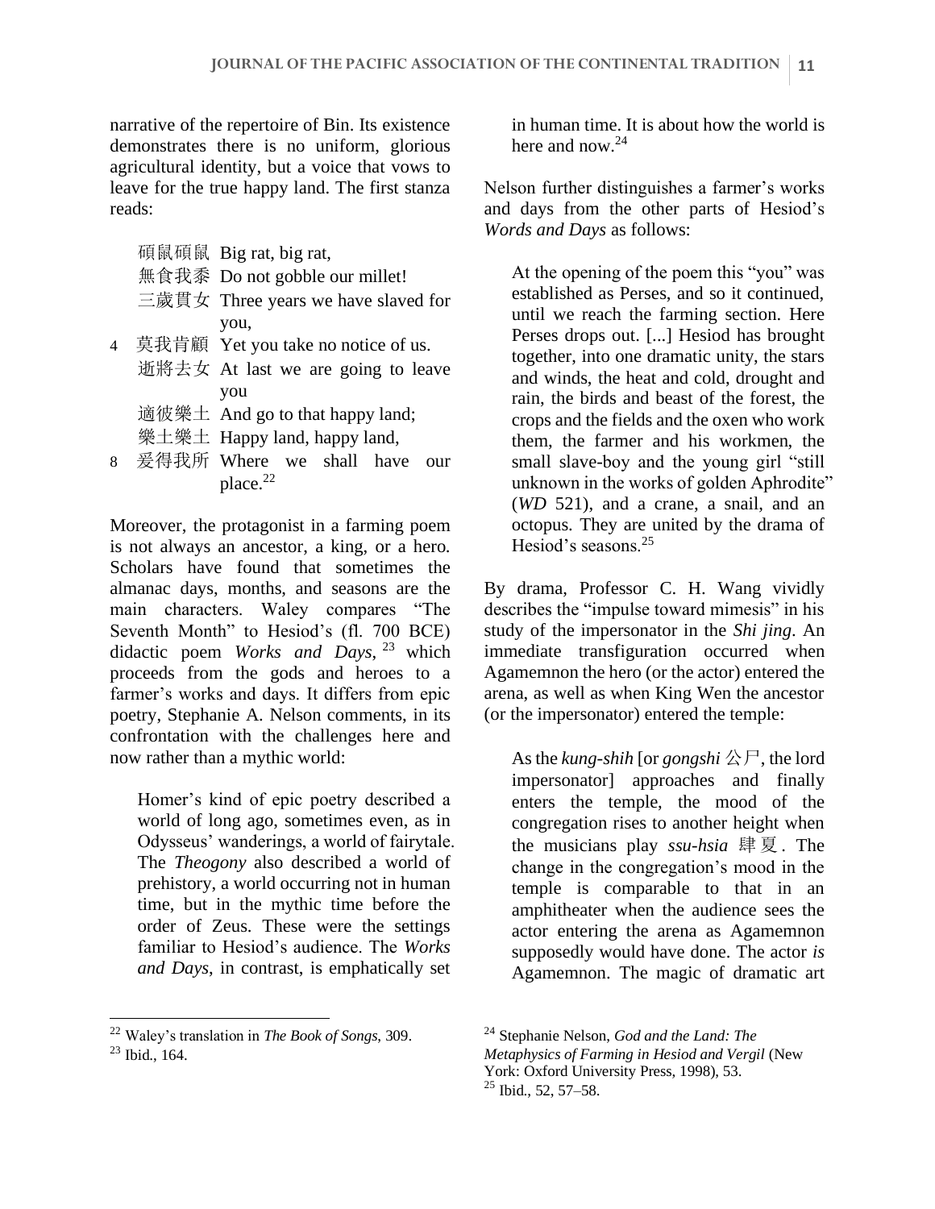narrative of the repertoire of Bin. Its existence demonstrates there is no uniform, glorious agricultural identity, but a voice that vows to leave for the true happy land. The first stanza reads:

碩鼠碩鼠 Big rat, big rat,
無食我黍 Do not gobble our millet!
三歲貫女 Three years we have slaved for you,
4 莫我肯顧 Yet you take no notice of us.
逝將去女 At last we are going to leave you
適彼樂土 And go to that happy land;
樂土樂土 Happy land, happy land,
8 爰得我所 Where we shall have our place.[22]

Moreover, the protagonist in a farming poem is not always an ancestor, a king, or a hero. Scholars have found that sometimes the almanac days, months, and seasons are the main characters. Waley compares "The Seventh Month" to Hesiod's (fl. 700 BCE) didactic poem *Works and Days*,[23] which proceeds from the gods and heroes to a farmer's works and days. It differs from epic poetry, Stephanie A. Nelson comments, in its confrontation with the challenges here and now rather than a mythic world:

> Homer's kind of epic poetry described a world of long ago, sometimes even, as in Odysseus' wanderings, a world of fairytale. The *Theogony* also described a world of prehistory, a world occurring not in human time, but in the mythic time before the order of Zeus. These were the settings familiar to Hesiod's audience. The *Works and Days*, in contrast, is emphatically set in human time. It is about how the world is here and now.[24]

Nelson further distinguishes a farmer's works and days from the other parts of Hesiod's *Words and Days* as follows:

> At the opening of the poem this "you" was established as Perses, and so it continued, until we reach the farming section. Here Perses drops out. [...] Hesiod has brought together, into one dramatic unity, the stars and winds, the heat and cold, drought and rain, the birds and beast of the forest, the crops and the fields and the oxen who work them, the farmer and his workmen, the small slave-boy and the young girl "still unknown in the works of golden Aphrodite" (*WD* 521), and a crane, a snail, and an octopus. They are united by the drama of Hesiod's seasons.[25]

By drama, Professor C. H. Wang vividly describes the "impulse toward mimesis" in his study of the impersonator in the *Shi jing*. An immediate transfiguration occurred when Agamemnon the hero (or the actor) entered the arena, as well as when King Wen the ancestor (or the impersonator) entered the temple:

> As the *kung-shih* [or *gongshi* 公尸, the lord impersonator] approaches and finally enters the temple, the mood of the congregation rises to another height when the musicians play *ssu-hsia* 肆夏. The change in the congregation's mood in the temple is comparable to that in an amphitheater when the audience sees the actor entering the arena as Agamemnon supposedly would have done. The actor *is* Agamemnon. The magic of dramatic art

---

[22] Waley's translation in *The Book of Songs*, 309.

[23] Ibid., 164.

[24] Stephanie Nelson, *God and the Land: The Metaphysics of Farming in Hesiod and Vergil* (New York: Oxford University Press, 1998), 53.

[25] Ibid., 52, 57–58.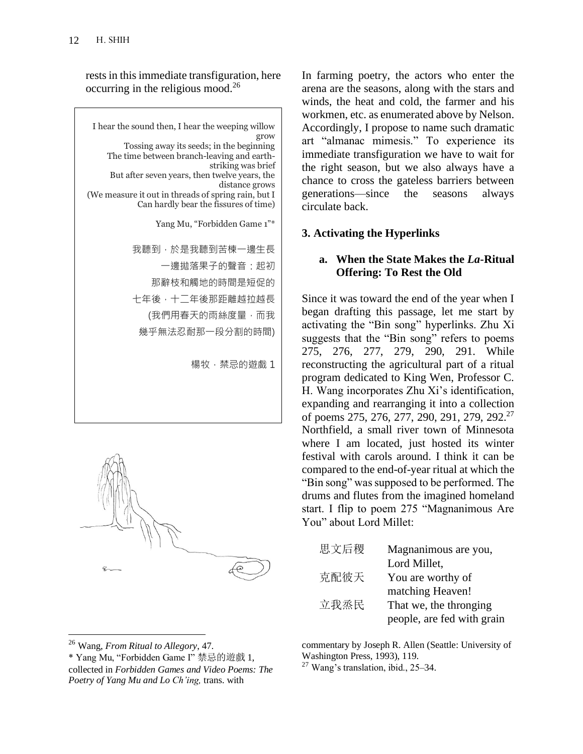rests in this immediate transfiguration, here occurring in the religious mood.[26]

> I hear the sound then, I hear the weeping willow grow
> Tossing away its seeds; in the beginning
> The time between branch-leaving and earth-striking was brief
> But after seven years, then twelve years, the distance grows
> (We measure it out in threads of spring rain, but I
> Can hardly bear the fissures of time)
>
> Yang Mu, "Forbidden Game 1"*
>
> 我聽到，於是我聽到苦楝一邊生長
> 一邊拋落果子的聲音：起初
> 那辭枝和觸地的時間是短促的
> 七年後，十二年後那距離越拉越長
> (我們用春天的雨絲度量，而我
> 幾乎無法忍耐那一段分割的時間)
>
> 楊牧，禁忌的遊戲 1

In farming poetry, the actors who enter the arena are the seasons, along with the stars and winds, the heat and cold, the farmer and his workmen, etc. as enumerated above by Nelson. Accordingly, I propose to name such dramatic art "almanac mimesis." To experience its immediate transfiguration we have to wait for the right season, but we also always have a chance to cross the gateless barriers between generations—since the seasons always circulate back.

## 3. Activating the Hyperlinks

### a. When the State Makes the *La*-Ritual Offering: To Rest the Old

Since it was toward the end of the year when I began drafting this passage, let me start by activating the "Bin song" hyperlinks. Zhu Xi suggests that the "Bin song" refers to poems 275, 276, 277, 279, 290, 291. While reconstructing the agricultural part of a ritual program dedicated to King Wen, Professor C. H. Wang incorporates Zhu Xi's identification, expanding and rearranging it into a collection of poems 275, 276, 277, 290, 291, 279, 292.[27] Northfield, a small river town of Minnesota where I am located, just hosted its winter festival with carols around. I think it can be compared to the end-of-year ritual at which the "Bin song" was supposed to be performed. The drums and flutes from the imagined homeland start. I flip to poem 275 "Magnanimous Are You" about Lord Millet:

| | |
|---|---|
| 思文后稷 | Magnanimous are you, Lord Millet, |
| 克配彼天 | You are worthy of matching Heaven! |
| 立我烝民 | That we, the thronging people, are fed with grain |

[26] Wang, *From Ritual to Allegory*, 47.

\* Yang Mu, "Forbidden Game I" 禁忌的遊戲 1, collected in *Forbidden Games and Video Poems: The Poetry of Yang Mu and Lo Ch'ing,* trans. with commentary by Joseph R. Allen (Seattle: University of Washington Press, 1993), 119.

[27] Wang's translation, ibid., 25–34.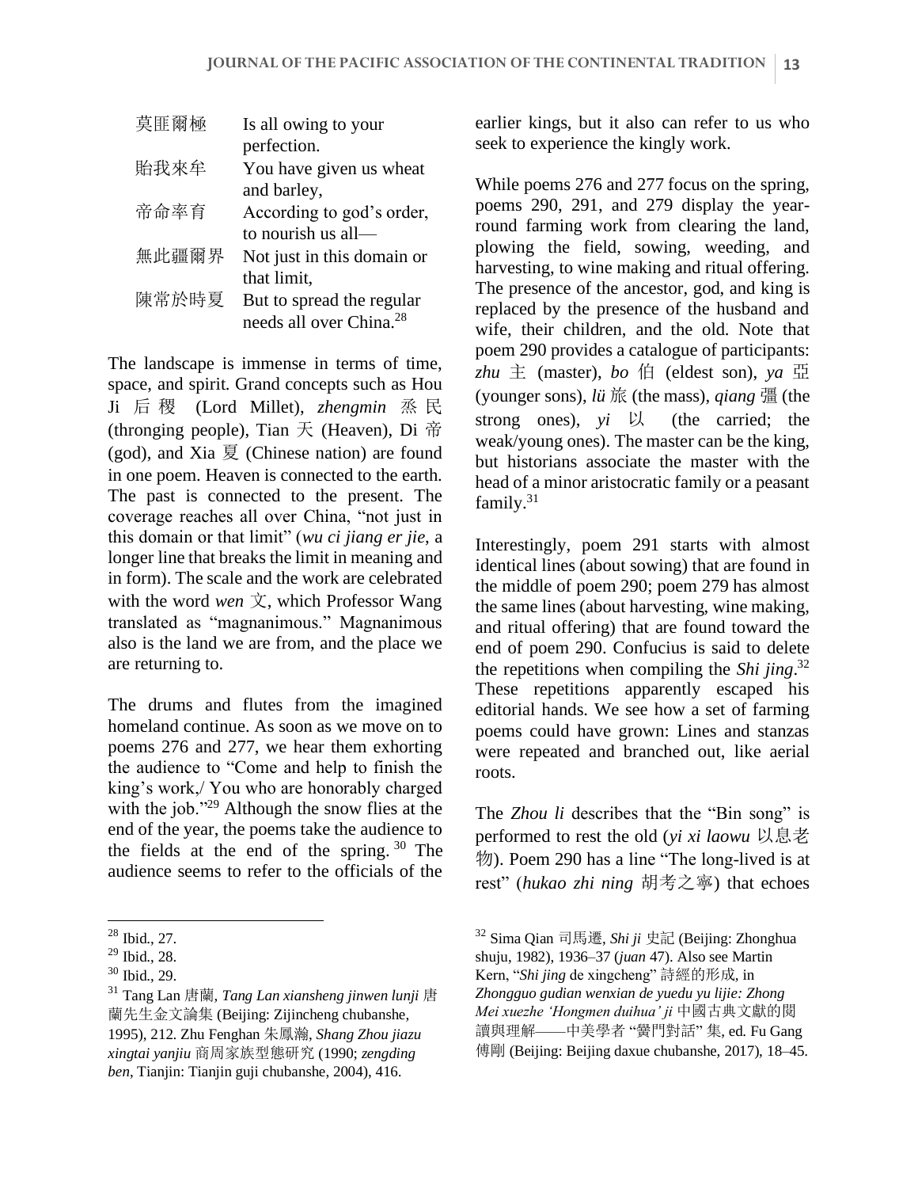| | |
|---|---|
| 莫匪爾極 | Is all owing to your perfection. |
| 貽我來牟 | You have given us wheat and barley, |
| 帝命率育 | According to god's order, to nourish us all— |
| 無此疆爾界 | Not just in this domain or that limit, |
| 陳常於時夏 | But to spread the regular needs all over China.[28] |

The landscape is immense in terms of time, space, and spirit. Grand concepts such as Hou Ji 后稷 (Lord Millet), *zhengmin* 烝民 (thronging people), Tian 天 (Heaven), Di 帝 (god), and Xia 夏 (Chinese nation) are found in one poem. Heaven is connected to the earth. The past is connected to the present. The coverage reaches all over China, "not just in this domain or that limit" (*wu ci jiang er jie*, a longer line that breaks the limit in meaning and in form). The scale and the work are celebrated with the word *wen* 文, which Professor Wang translated as "magnanimous." Magnanimous also is the land we are from, and the place we are returning to.

The drums and flutes from the imagined homeland continue. As soon as we move on to poems 276 and 277, we hear them exhorting the audience to "Come and help to finish the king's work,/ You who are honorably charged with the job."[29] Although the snow flies at the end of the year, the poems take the audience to the fields at the end of the spring.[30] The audience seems to refer to the officials of the earlier kings, but it also can refer to us who seek to experience the kingly work.

While poems 276 and 277 focus on the spring, poems 290, 291, and 279 display the year-round farming work from clearing the land, plowing the field, sowing, weeding, and harvesting, to wine making and ritual offering. The presence of the ancestor, god, and king is replaced by the presence of the husband and wife, their children, and the old. Note that poem 290 provides a catalogue of participants: *zhu* 主 (master), *bo* 伯 (eldest son), *ya* 亞 (younger sons), *lü* 旅 (the mass), *qiang* 彊 (the strong ones), *yi* 以 (the carried; the weak/young ones). The master can be the king, but historians associate the master with the head of a minor aristocratic family or a peasant family.[31]

Interestingly, poem 291 starts with almost identical lines (about sowing) that are found in the middle of poem 290; poem 279 has almost the same lines (about harvesting, wine making, and ritual offering) that are found toward the end of poem 290. Confucius is said to delete the repetitions when compiling the *Shi jing*.[32] These repetitions apparently escaped his editorial hands. We see how a set of farming poems could have grown: Lines and stanzas were repeated and branched out, like aerial roots.

The *Zhou li* describes that the "Bin song" is performed to rest the old (*yi xi laowu* 以息老物). Poem 290 has a line "The long-lived is at rest" (*hukao zhi ning* 胡考之寧) that echoes

---

[28] Ibid., 27.

[29] Ibid., 28.

[30] Ibid., 29.

[31] Tang Lan 唐蘭, *Tang Lan xiansheng jinwen lunji* 唐蘭先生金文論集 (Beijing: Zijincheng chubanshe, 1995), 212. Zhu Fenghan 朱鳳瀚, *Shang Zhou jiazu xingtai yanjiu* 商周家族型態研究 (1990; *zengding ben*, Tianjin: Tianjin guji chubanshe, 2004), 416.

[32] Sima Qian 司馬遷, *Shi ji* 史記 (Beijing: Zhonghua shuju, 1982), 1936–37 (*juan* 47). Also see Martin Kern, "*Shi jing* de xingcheng" 詩經的形成, in *Zhongguo gudian wenxian de yuedu yu lijie: Zhong Mei xuezhe 'Hongmen duihua' ji* 中國古典文獻的閱讀與理解——中美學者 "黌門對話" 集, ed. Fu Gang 傅剛 (Beijing: Beijing daxue chubanshe, 2017), 18–45.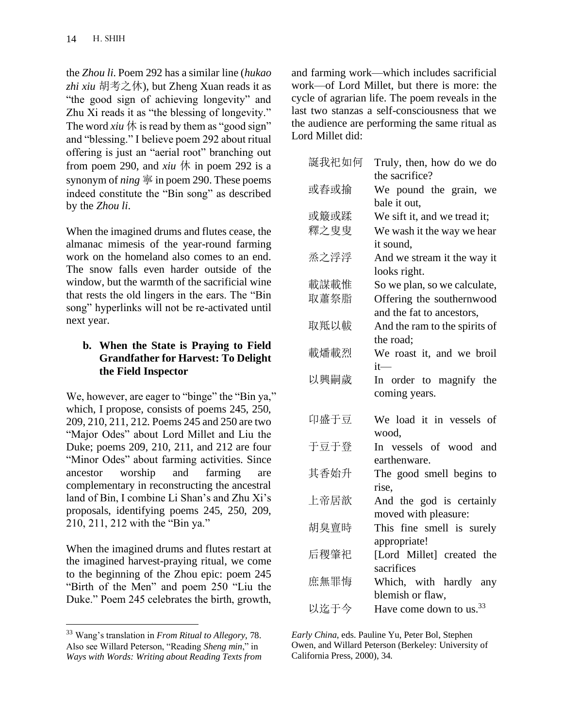the *Zhou li*. Poem 292 has a similar line (*hukao zhi xiu* 胡考之休), but Zheng Xuan reads it as "the good sign of achieving longevity" and Zhu Xi reads it as "the blessing of longevity." The word *xiu* 休 is read by them as "good sign" and "blessing." I believe poem 292 about ritual offering is just an "aerial root" branching out from poem 290, and *xiu* 休 in poem 292 is a synonym of *ning* 寧 in poem 290. These poems indeed constitute the "Bin song" as described by the *Zhou li*.

When the imagined drums and flutes cease, the almanac mimesis of the year-round farming work on the homeland also comes to an end. The snow falls even harder outside of the window, but the warmth of the sacrificial wine that rests the old lingers in the ears. The "Bin song" hyperlinks will not be re-activated until next year.

### b. When the State is Praying to Field Grandfather for Harvest: To Delight the Field Inspector

We, however, are eager to "binge" the "Bin ya," which, I propose, consists of poems 245, 250, 209, 210, 211, 212. Poems 245 and 250 are two "Major Odes" about Lord Millet and Liu the Duke; poems 209, 210, 211, and 212 are four "Minor Odes" about farming activities. Since ancestor worship and farming are complementary in reconstructing the ancestral land of Bin, I combine Li Shan's and Zhu Xi's proposals, identifying poems 245, 250, 209, 210, 211, 212 with the "Bin ya."

When the imagined drums and flutes restart at the imagined harvest-praying ritual, we come to the beginning of the Zhou epic: poem 245 "Birth of the Men" and poem 250 "Liu the Duke." Poem 245 celebrates the birth, growth, and farming work—which includes sacrificial work—of Lord Millet, but there is more: the cycle of agrarian life. The poem reveals in the last two stanzas a self-consciousness that we the audience are performing the same ritual as Lord Millet did:

| | |
|---|---|
| 誕我祀如何 | Truly, then, how do we do the sacrifice? |
| 或舂或揄 | We pound the grain, we bale it out, |
| 或簸或蹂 | We sift it, and we tread it; |
| 釋之叟叟 | We wash it the way we hear it sound, |
| 烝之浮浮 | And we stream it the way it looks right. |
| 載謀載惟 | So we plan, so we calculate, |
| 取蕭祭脂 | Offering the southernwood and the fat to ancestors, |
| 取羝以軷 | And the ram to the spirits of the road; |
| 載燔載烈 | We roast it, and we broil it— |
| 以興嗣歲 | In order to magnify the coming years. |
| | |
| 卬盛于豆 | We load it in vessels of wood, |
| 于豆于登 | In vessels of wood and earthenware. |
| 其香始升 | The good smell begins to rise, |
| 上帝居歆 | And the god is certainly moved with pleasure: |
| 胡臭亶時 | This fine smell is surely appropriate! |
| 后稷肇祀 | [Lord Millet] created the sacrifices |
| 庶無罪悔 | Which, with hardly any blemish or flaw, |
| 以迄于今 | Have come down to us.[33] |

---

[33] Wang's translation in *From Ritual to Allegory*, 78. Also see Willard Peterson, "Reading *Sheng min*," in *Ways with Words: Writing about Reading Texts from Early China*, eds. Pauline Yu, Peter Bol, Stephen Owen, and Willard Peterson (Berkeley: University of California Press, 2000), 34.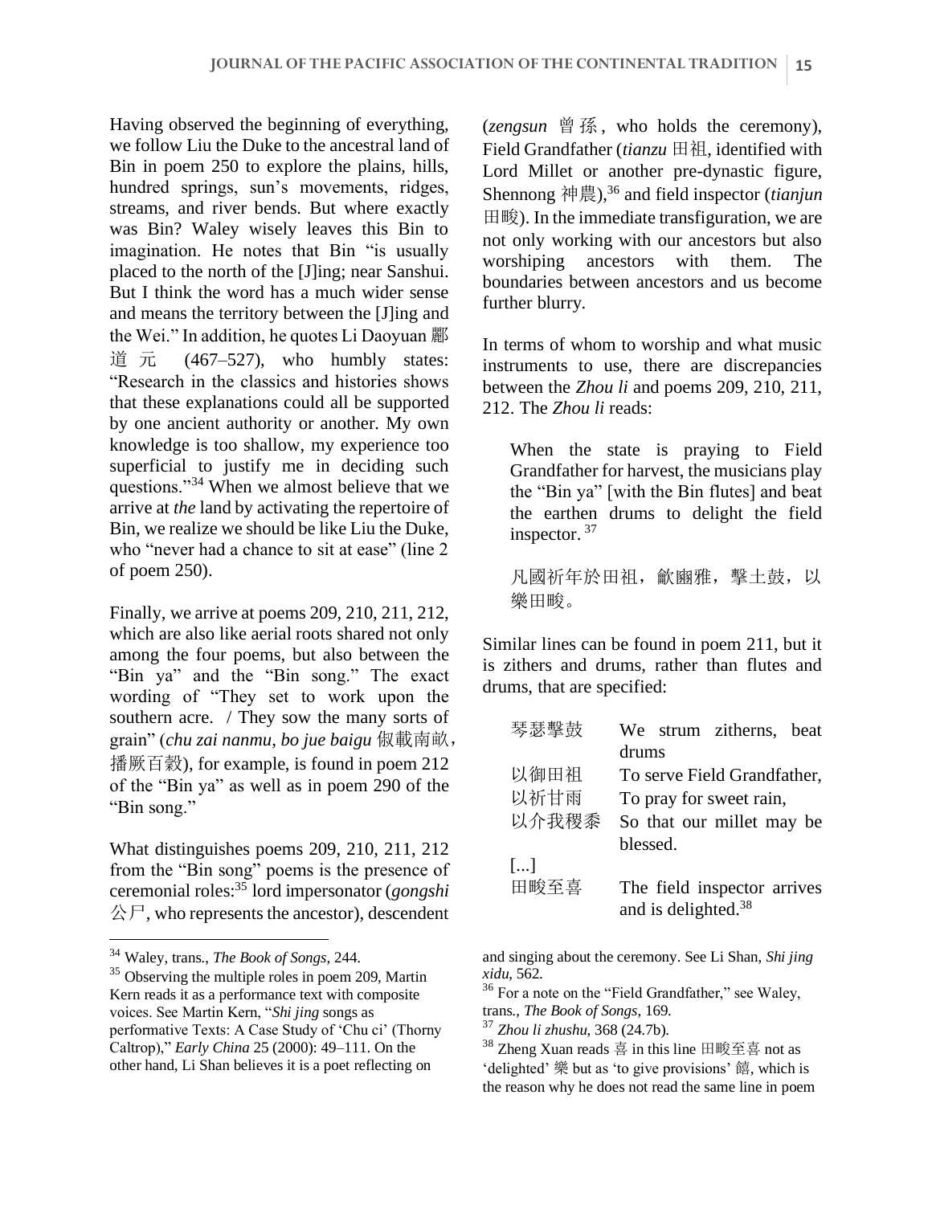Having observed the beginning of everything, we follow Liu the Duke to the ancestral land of Bin in poem 250 to explore the plains, hills, hundred springs, sun's movements, ridges, streams, and river bends. But where exactly was Bin? Waley wisely leaves this Bin to imagination. He notes that Bin "is usually placed to the north of the [J]ing; near Sanshui. But I think the word has a much wider sense and means the territory between the [J]ing and the Wei." In addition, he quotes Li Daoyuan 酈道元 (467–527), who humbly states: "Research in the classics and histories shows that these explanations could all be supported by one ancient authority or another. My own knowledge is too shallow, my experience too superficial to justify me in deciding such questions."[34] When we almost believe that we arrive at *the* land by activating the repertoire of Bin, we realize we should be like Liu the Duke, who "never had a chance to sit at ease" (line 2 of poem 250).

Finally, we arrive at poems 209, 210, 211, 212, which are also like aerial roots shared not only among the four poems, but also between the "Bin ya" and the "Bin song." The exact wording of "They set to work upon the southern acre. / They sow the many sorts of grain" (*chu zai nanmu*, *bo jue baigu* 俶載南畝，播厥百穀), for example, is found in poem 212 of the "Bin ya" as well as in poem 290 of the "Bin song."

What distinguishes poems 209, 210, 211, 212 from the "Bin song" poems is the presence of ceremonial roles:[35] lord impersonator (*gongshi* 公尸, who represents the ancestor), descendent (*zengsun* 曾孫, who holds the ceremony), Field Grandfather (*tianzu* 田祖, identified with Lord Millet or another pre-dynastic figure, Shennong 神農),[36] and field inspector (*tianjun* 田畯). In the immediate transfiguration, we are not only working with our ancestors but also worshiping ancestors with them. The boundaries between ancestors and us become further blurry.

In terms of whom to worship and what music instruments to use, there are discrepancies between the *Zhou li* and poems 209, 210, 211, 212. The *Zhou li* reads:

> When the state is praying to Field Grandfather for harvest, the musicians play the "Bin ya" [with the Bin flutes] and beat the earthen drums to delight the field inspector.[37]
>
> 凡國祈年於田祖，龡豳雅，擊土鼓，以樂田畯。

Similar lines can be found in poem 211, but it is zithers and drums, rather than flutes and drums, that are specified:

| | |
|---|---|
| 琴瑟擊鼓 | We strum zitherns, beat drums |
| 以御田祖 | To serve Field Grandfather, |
| 以祈甘雨 | To pray for sweet rain, |
| 以介我稷黍 | So that our millet may be blessed. |
| [...] | |
| 田畯至喜 | The field inspector arrives and is delighted.[38] |

---

[34] Waley, trans., *The Book of Songs*, 244.

[35] Observing the multiple roles in poem 209, Martin Kern reads it as a performance text with composite voices. See Martin Kern, "*Shi jing* songs as performative Texts: A Case Study of 'Chu ci' (Thorny Caltrop)," *Early China* 25 (2000): 49–111. On the other hand, Li Shan believes it is a poet reflecting on and singing about the ceremony. See Li Shan, *Shi jing xidu*, 562.

[36] For a note on the "Field Grandfather," see Waley, trans., *The Book of Songs*, 169.

[37] *Zhou li zhushu*, 368 (24.7b).

[38] Zheng Xuan reads 喜 in this line 田畯至喜 not as 'delighted' 樂 but as 'to give provisions' 饎, which is the reason why he does not read the same line in poem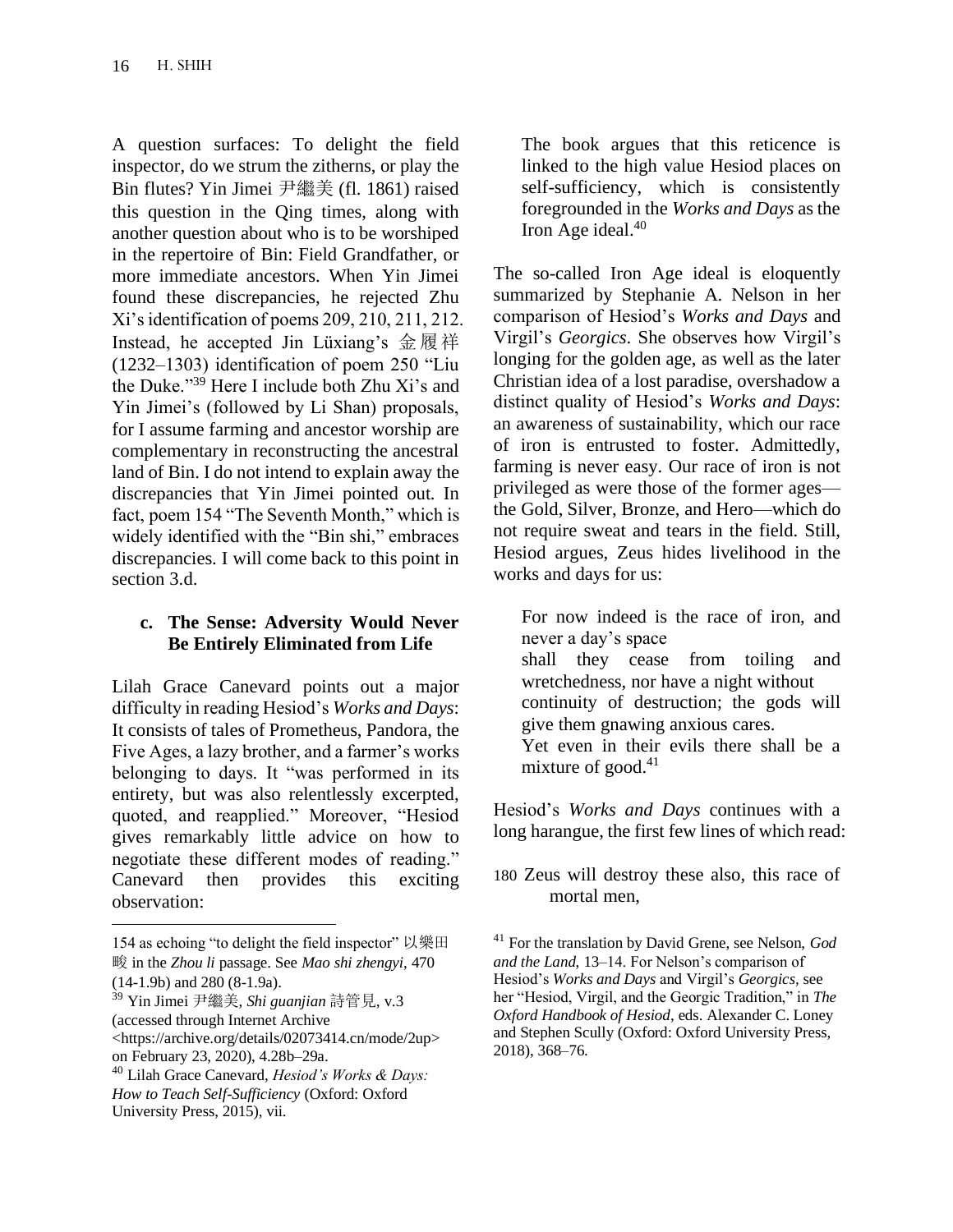A question surfaces: To delight the field inspector, do we strum the zitherns, or play the Bin flutes? Yin Jimei 尹繼美 (fl. 1861) raised this question in the Qing times, along with another question about who is to be worshiped in the repertoire of Bin: Field Grandfather, or more immediate ancestors. When Yin Jimei found these discrepancies, he rejected Zhu Xi's identification of poems 209, 210, 211, 212. Instead, he accepted Jin Lüxiang's 金履祥 (1232–1303) identification of poem 250 "Liu the Duke."[39] Here I include both Zhu Xi's and Yin Jimei's (followed by Li Shan) proposals, for I assume farming and ancestor worship are complementary in reconstructing the ancestral land of Bin. I do not intend to explain away the discrepancies that Yin Jimei pointed out. In fact, poem 154 "The Seventh Month," which is widely identified with the "Bin shi," embraces discrepancies. I will come back to this point in section 3.d.

### c. The Sense: Adversity Would Never Be Entirely Eliminated from Life

Lilah Grace Canevard points out a major difficulty in reading Hesiod's *Works and Days*: It consists of tales of Prometheus, Pandora, the Five Ages, a lazy brother, and a farmer's works belonging to days. It "was performed in its entirety, but was also relentlessly excerpted, quoted, and reapplied." Moreover, "Hesiod gives remarkably little advice on how to negotiate these different modes of reading." Canevard then provides this exciting observation:

> The book argues that this reticence is linked to the high value Hesiod places on self-sufficiency, which is consistently foregrounded in the *Works and Days* as the Iron Age ideal.[40]

The so-called Iron Age ideal is eloquently summarized by Stephanie A. Nelson in her comparison of Hesiod's *Works and Days* and Virgil's *Georgics*. She observes how Virgil's longing for the golden age, as well as the later Christian idea of a lost paradise, overshadow a distinct quality of Hesiod's *Works and Days*: an awareness of sustainability, which our race of iron is entrusted to foster. Admittedly, farming is never easy. Our race of iron is not privileged as were those of the former ages—the Gold, Silver, Bronze, and Hero—which do not require sweat and tears in the field. Still, Hesiod argues, Zeus hides livelihood in the works and days for us:

> For now indeed is the race of iron, and never a day's space
> shall they cease from toiling and wretchedness, nor have a night without
> continuity of destruction; the gods will give them gnawing anxious cares.
> Yet even in their evils there shall be a mixture of good.[41]

Hesiod's *Works and Days* continues with a long harangue, the first few lines of which read:

180 Zeus will destroy these also, this race of mortal men,

---

154 as echoing "to delight the field inspector" 以樂田畯 in the *Zhou li* passage. See *Mao shi zhengyi*, 470 (14-1.9b) and 280 (8-1.9a).

[39] Yin Jimei 尹繼美, *Shi guanjian* 詩管見, v.3 (accessed through Internet Archive <https://archive.org/details/02073414.cn/mode/2up> on February 23, 2020), 4.28b–29a.

[40] Lilah Grace Canevard, *Hesiod's Works & Days: How to Teach Self-Sufficiency* (Oxford: Oxford University Press, 2015), vii.

[41] For the translation by David Grene, see Nelson, *God and the Land*, 13–14. For Nelson's comparison of Hesiod's *Works and Days* and Virgil's *Georgics*, see her "Hesiod, Virgil, and the Georgic Tradition," in *The Oxford Handbook of Hesiod*, eds. Alexander C. Loney and Stephen Scully (Oxford: Oxford University Press, 2018), 368–76.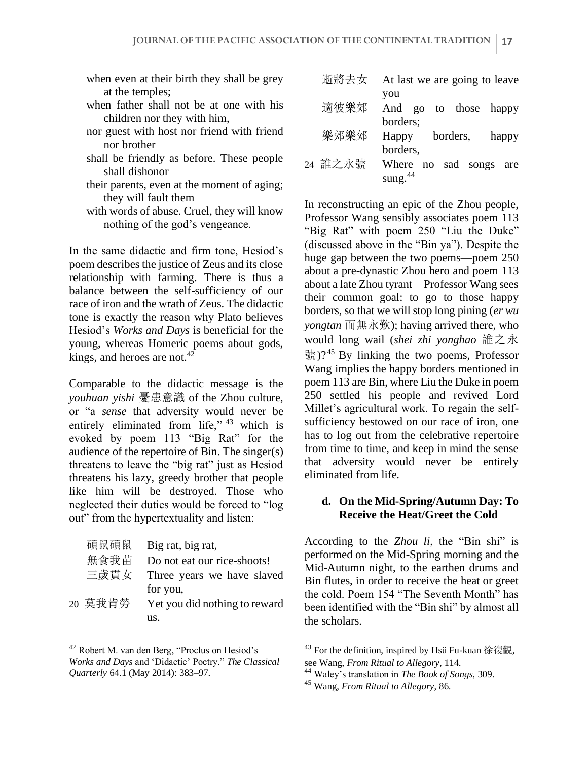when even at their birth they shall be grey at the temples;
when father shall not be at one with his children nor they with him,
nor guest with host nor friend with friend nor brother
shall be friendly as before. These people shall dishonor
their parents, even at the moment of aging; they will fault them
with words of abuse. Cruel, they will know nothing of the god's vengeance.

In the same didactic and firm tone, Hesiod's poem describes the justice of Zeus and its close relationship with farming. There is thus a balance between the self-sufficiency of our race of iron and the wrath of Zeus. The didactic tone is exactly the reason why Plato believes Hesiod's *Works and Days* is beneficial for the young, whereas Homeric poems about gods, kings, and heroes are not.[42]

Comparable to the didactic message is the *youhuan yishi* 憂患意識 of the Zhou culture, or "a *sense* that adversity would never be entirely eliminated from life,"[43] which is evoked by poem 113 "Big Rat" for the audience of the repertoire of Bin. The singer(s) threatens to leave the "big rat" just as Hesiod threatens his lazy, greedy brother that people like him will be destroyed. Those who neglected their duties would be forced to "log out" from the hypertextuality and listen:

| | 碩鼠碩鼠 | Big rat, big rat, |
|---|---|---|
| | 無食我苗 | Do not eat our rice-shoots! |
| | 三歲貫女 | Three years we have slaved for you, |
| 20 | 莫我肯勞 | Yet you did nothing to reward us. |
| | 逝將去女 | At last we are going to leave you |
| | 適彼樂郊 | And go to those happy borders; |
| | 樂郊樂郊 | Happy borders, happy borders, |
| 24 | 誰之永號 | Where no sad songs are sung.[44] |

In reconstructing an epic of the Zhou people, Professor Wang sensibly associates poem 113 "Big Rat" with poem 250 "Liu the Duke" (discussed above in the "Bin ya"). Despite the huge gap between the two poems—poem 250 about a pre-dynastic Zhou hero and poem 113 about a late Zhou tyrant—Professor Wang sees their common goal: to go to those happy borders, so that we will stop long pining (*er wu yongtan* 而無永歎); having arrived there, who would long wail (*shei zhi yonghao* 誰之永號)?[45] By linking the two poems, Professor Wang implies the happy borders mentioned in poem 113 are Bin, where Liu the Duke in poem 250 settled his people and revived Lord Millet's agricultural work. To regain the self-sufficiency bestowed on our race of iron, one has to log out from the celebrative repertoire from time to time, and keep in mind the sense that adversity would never be entirely eliminated from life.

#### d. On the Mid-Spring/Autumn Day: To Receive the Heat/Greet the Cold

According to the *Zhou li*, the "Bin shi" is performed on the Mid-Spring morning and the Mid-Autumn night, to the earthen drums and Bin flutes, in order to receive the heat or greet the cold. Poem 154 "The Seventh Month" has been identified with the "Bin shi" by almost all the scholars.

---

[42] Robert M. van den Berg, "Proclus on Hesiod's *Works and Days* and 'Didactic' Poetry." *The Classical Quarterly* 64.1 (May 2014): 383–97.

[43] For the definition, inspired by Hsü Fu-kuan 徐復觀, see Wang, *From Ritual to Allegory*, 114.

[44] Waley's translation in *The Book of Songs,* 309.

[45] Wang, *From Ritual to Allegory*, 86.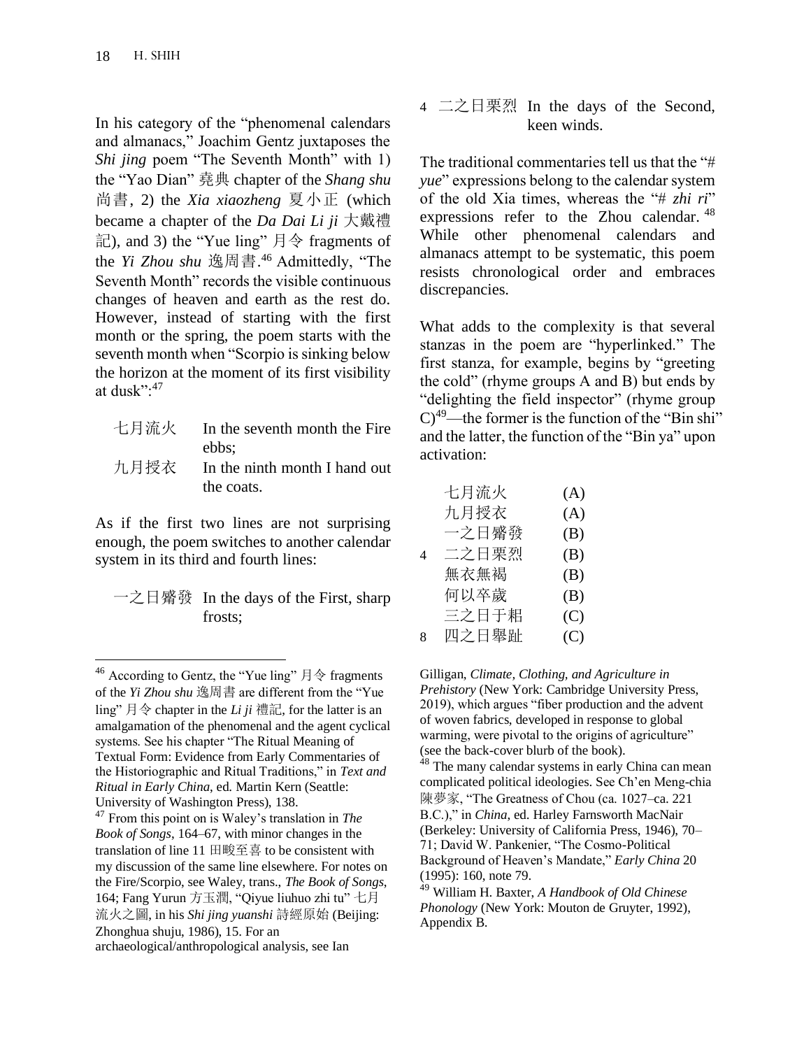In his category of the "phenomenal calendars and almanacs," Joachim Gentz juxtaposes the *Shi jing* poem "The Seventh Month" with 1) the "Yao Dian" 堯典 chapter of the *Shang shu* 尚書, 2) the *Xia xiaozheng* 夏小正 (which became a chapter of the *Da Dai Li ji* 大戴禮記), and 3) the "Yue ling" 月令 fragments of the *Yi Zhou shu* 逸周書.[46] Admittedly, "The Seventh Month" records the visible continuous changes of heaven and earth as the rest do. However, instead of starting with the first month or the spring, the poem starts with the seventh month when "Scorpio is sinking below the horizon at the moment of its first visibility at dusk":[47]

| | |
|---|---|
| 七月流火 | In the seventh month the Fire ebbs; |
| 九月授衣 | In the ninth month I hand out the coats. |

As if the first two lines are not surprising enough, the poem switches to another calendar system in its third and fourth lines:

| | | |
|---|---|---|
| | 一之日觱發 | In the days of the First, sharp frosts; |
| 4 | 二之日栗烈 | In the days of the Second, keen winds. |

The traditional commentaries tell us that the "# *yue*" expressions belong to the calendar system of the old Xia times, whereas the "# *zhi ri*" expressions refer to the Zhou calendar.[48] While other phenomenal calendars and almanacs attempt to be systematic, this poem resists chronological order and embraces discrepancies.

What adds to the complexity is that several stanzas in the poem are "hyperlinked." The first stanza, for example, begins by "greeting the cold" (rhyme groups A and B) but ends by "delighting the field inspector" (rhyme group C)[49]—the former is the function of the "Bin shi" and the latter, the function of the "Bin ya" upon activation:

| | | |
|---|---|---|
| | 七月流火 | (A) |
| | 九月授衣 | (A) |
| | 一之日觱發 | (B) |
| 4 | 二之日栗烈 | (B) |
| | 無衣無褐 | (B) |
| | 何以卒歲 | (B) |
| | 三之日于耜 | (C) |
| 8 | 四之日舉趾 | (C) |

---

[46] According to Gentz, the "Yue ling" 月令 fragments of the *Yi Zhou shu* 逸周書 are different from the "Yue ling" 月令 chapter in the *Li ji* 禮記, for the latter is an amalgamation of the phenomenal and the agent cyclical systems. See his chapter "The Ritual Meaning of Textual Form: Evidence from Early Commentaries of the Historiographic and Ritual Traditions," in *Text and Ritual in Early China*, ed. Martin Kern (Seattle: University of Washington Press), 138.

[47] From this point on is Waley's translation in *The Book of Songs*, 164–67, with minor changes in the translation of line 11 田畯至喜 to be consistent with my discussion of the same line elsewhere. For notes on the Fire/Scorpio, see Waley, trans., *The Book of Songs*, 164; Fang Yurun 方玉潤, "Qiyue liuhuo zhi tu" 七月流火之圖, in his *Shi jing yuanshi* 詩經原始 (Beijing: Zhonghua shuju, 1986), 15. For an archaeological/anthropological analysis, see Ian Gilligan, *Climate, Clothing, and Agriculture in Prehistory* (New York: Cambridge University Press, 2019), which argues "fiber production and the advent of woven fabrics, developed in response to global warming, were pivotal to the origins of agriculture" (see the back-cover blurb of the book).

[48] The many calendar systems in early China can mean complicated political ideologies. See Ch'en Meng-chia 陳夢家, "The Greatness of Chou (ca. 1027–ca. 221 B.C.)," in *China*, ed. Harley Farnsworth MacNair (Berkeley: University of California Press, 1946), 70–71; David W. Pankenier, "The Cosmo-Political Background of Heaven's Mandate," *Early China* 20 (1995): 160, note 79.

[49] William H. Baxter, *A Handbook of Old Chinese Phonology* (New York: Mouton de Gruyter, 1992), Appendix B.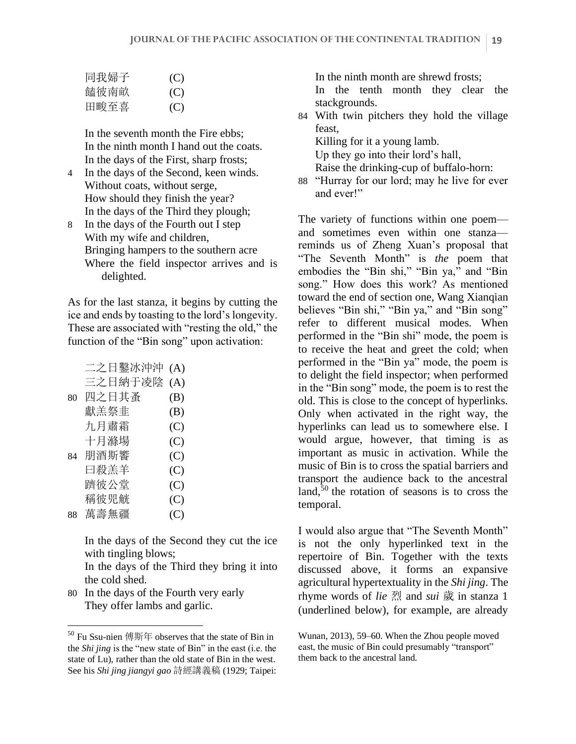| | | |
|---|---|---|
| | 同我婦子 | (C) |
| | 饁彼南畝 | (C) |
| | 田畯至喜 | (C) |

In the seventh month the Fire ebbs;
In the ninth month I hand out the coats.
In the days of the First, sharp frosts;
4 In the days of the Second, keen winds.
Without coats, without serge,
How should they finish the year?
In the days of the Third they plough;
8 In the days of the Fourth out I step
With my wife and children,
Bringing hampers to the southern acre
Where the field inspector arrives and is delighted.

As for the last stanza, it begins by cutting the ice and ends by toasting to the lord's longevity. These are associated with "resting the old," the function of the "Bin song" upon activation:

| | | |
|---|---|---|
| | 二之日鑿冰沖沖 | (A) |
| | 三之日納于凌陰 | (A) |
| 80 | 四之日其蚤 | (B) |
| | 獻羔祭韭 | (B) |
| | 九月肅霜 | (C) |
| | 十月滌場 | (C) |
| 84 | 朋酒斯饗 | (C) |
| | 曰殺羔羊 | (C) |
| | 躋彼公堂 | (C) |
| | 稱彼兕觥 | (C) |
| 88 | 萬壽無疆 | (C) |

In the days of the Second they cut the ice with tingling blows;
In the days of the Third they bring it into the cold shed.
80 In the days of the Fourth very early
They offer lambs and garlic.
In the ninth month are shrewd frosts;
In the tenth month they clear the stackgrounds.
84 With twin pitchers they hold the village feast,
Killing for it a young lamb.
Up they go into their lord's hall,
Raise the drinking-cup of buffalo-horn:
88 "Hurray for our lord; may he live for ever and ever!"

The variety of functions within one poem—and sometimes even within one stanza—reminds us of Zheng Xuan's proposal that "The Seventh Month" is *the* poem that embodies the "Bin shi," "Bin ya," and "Bin song." How does this work? As mentioned toward the end of section one, Wang Xianqian believes "Bin shi," "Bin ya," and "Bin song" refer to different musical modes. When performed in the "Bin shi" mode, the poem is to receive the heat and greet the cold; when performed in the "Bin ya" mode, the poem is to delight the field inspector; when performed in the "Bin song" mode, the poem is to rest the old. This is close to the concept of hyperlinks. Only when activated in the right way, the hyperlinks can lead us to somewhere else. I would argue, however, that timing is as important as music in activation. While the music of Bin is to cross the spatial barriers and transport the audience back to the ancestral land,[50] the rotation of seasons is to cross the temporal.

I would also argue that "The Seventh Month" is not the only hyperlinked text in the repertoire of Bin. Together with the texts discussed above, it forms an expansive agricultural hypertextuality in the *Shi jing*. The rhyme words of *lie* 烈 and *sui* 歲 in stanza 1 (underlined below), for example, are already

[50] Fu Ssu-nien 傅斯年 observes that the state of Bin in the *Shi jing* is the "new state of Bin" in the east (i.e. the state of Lu), rather than the old state of Bin in the west. See his *Shi jing jiangyi gao* 詩經講義稿 (1929; Taipei: Wunan, 2013), 59–60. When the Zhou people moved east, the music of Bin could presumably "transport" them back to the ancestral land.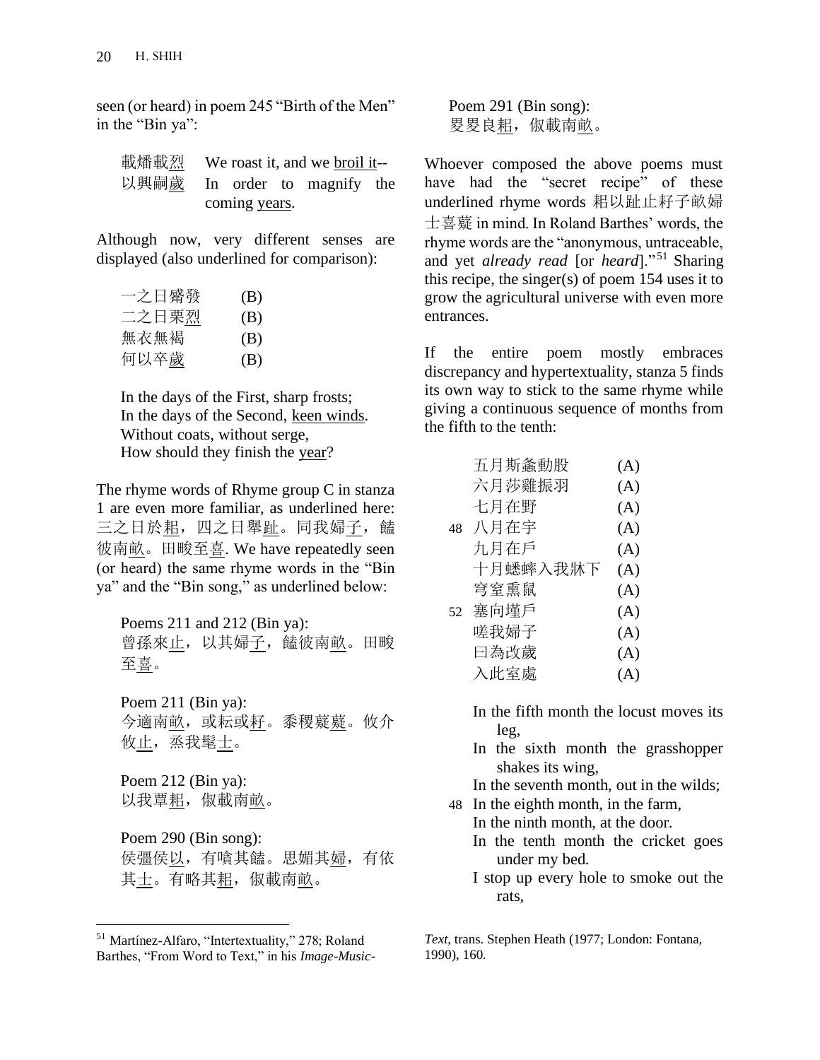seen (or heard) in poem 245 "Birth of the Men" in the "Bin ya":

| | |
|---|---|
| 載燔載烈 | We roast it, and we broil it-- |
| 以興嗣歲 | In order to magnify the coming years. |

Although now, very different senses are displayed (also underlined for comparison):

| | |
|---|---|
| 一之日觱發 | (B) |
| 二之日栗烈 | (B) |
| 無衣無褐 | (B) |
| 何以卒歲 | (B) |

In the days of the First, sharp frosts;
In the days of the Second, keen winds.
Without coats, without serge,
How should they finish the year?

The rhyme words of Rhyme group C in stanza 1 are even more familiar, as underlined here: 三之日於耜，四之日舉趾。同我婦子，饁彼南畝。田畯至喜. We have repeatedly seen (or heard) the same rhyme words in the "Bin ya" and the "Bin song," as underlined below:

Poems 211 and 212 (Bin ya):
曾孫來止，以其婦子，饁彼南畝。田畯至喜。

Poem 211 (Bin ya):
今適南畝，或耘或耔。黍稷薿薿。攸介攸止，烝我髦士。

Poem 212 (Bin ya):
以我覃耜，俶載南畝。

Poem 290 (Bin song):
侯彊侯以，有嗿其饁。思媚其婦，有依其士。有略其耜，俶載南畝。

Poem 291 (Bin song):
畟畟良耜，俶載南畝。

Whoever composed the above poems must have had the "secret recipe" of these underlined rhyme words 耜以趾止耔子畝婦士喜薿 in mind. In Roland Barthes' words, the rhyme words are the "anonymous, untraceable, and yet *already read* [or *heard*]."[51] Sharing this recipe, the singer(s) of poem 154 uses it to grow the agricultural universe with even more entrances.

If the entire poem mostly embraces discrepancy and hypertextuality, stanza 5 finds its own way to stick to the same rhyme while giving a continuous sequence of months from the fifth to the tenth:

| | | |
|---|---|---|
| | 五月斯螽動股 | (A) |
| | 六月莎雞振羽 | (A) |
| | 七月在野 | (A) |
| 48 | 八月在宇 | (A) |
| | 九月在戶 | (A) |
| | 十月蟋蟀入我牀下 | (A) |
| | 穹窒熏鼠 | (A) |
| 52 | 塞向墐戶 | (A) |
| | 嗟我婦子 | (A) |
| | 曰為改歲 | (A) |
| | 入此室處 | (A) |

In the fifth month the locust moves its leg,
In the sixth month the grasshopper shakes its wing,
In the seventh month, out in the wilds;
48 In the eighth month, in the farm,
In the ninth month, at the door.
In the tenth month the cricket goes under my bed.
I stop up every hole to smoke out the rats,

[51] Martínez-Alfaro, "Intertextuality," 278; Roland Barthes, "From Word to Text," in his *Image-Music-Text*, trans. Stephen Heath (1977; London: Fontana, 1990), 160.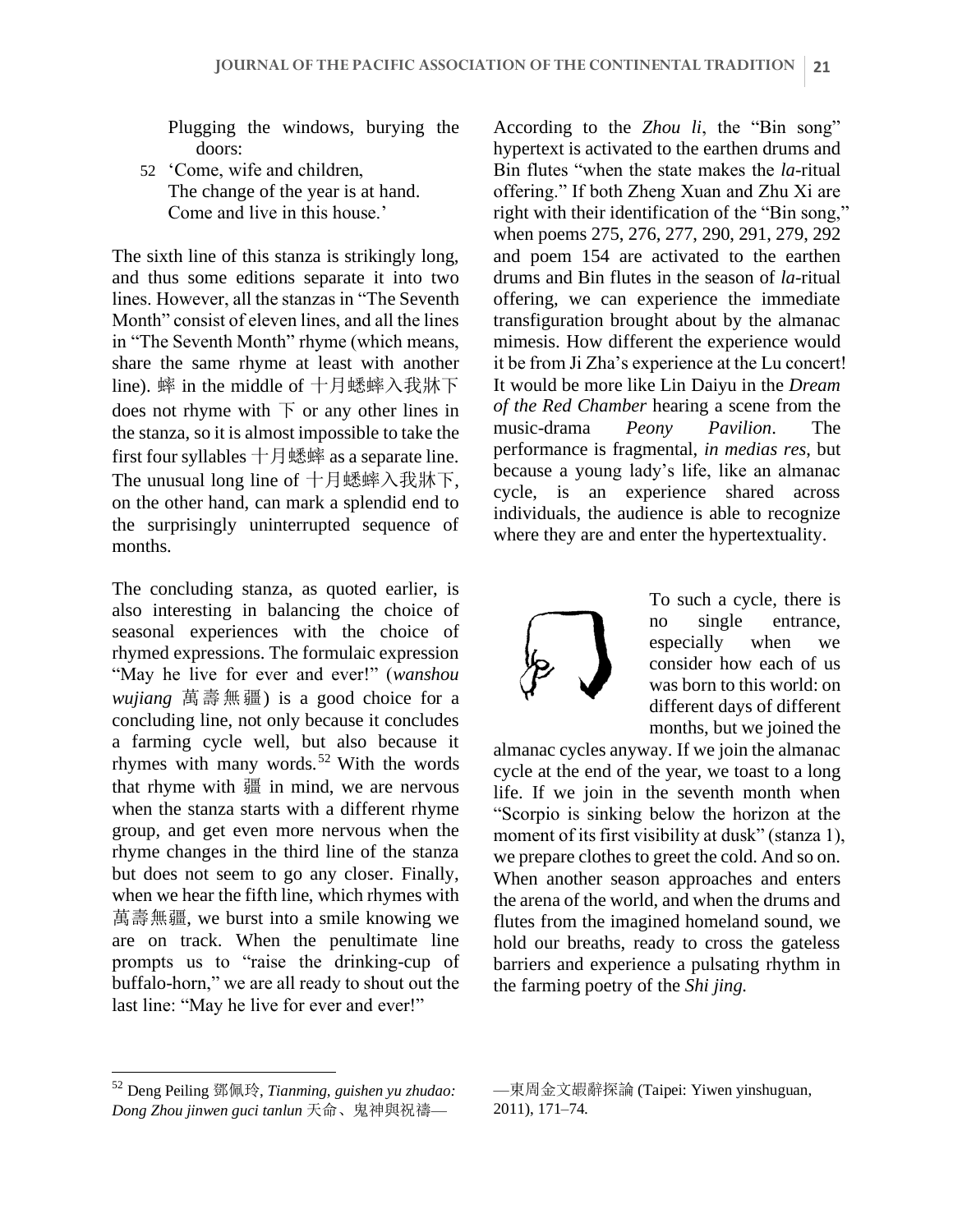Plugging the windows, burying the doors:

52 'Come, wife and children,
The change of the year is at hand.
Come and live in this house.'

The sixth line of this stanza is strikingly long, and thus some editions separate it into two lines. However, all the stanzas in "The Seventh Month" consist of eleven lines, and all the lines in "The Seventh Month" rhyme (which means, share the same rhyme at least with another line). 蟀 in the middle of 十月蟋蟀入我牀下 does not rhyme with 下 or any other lines in the stanza, so it is almost impossible to take the first four syllables 十月蟋蟀 as a separate line. The unusual long line of 十月蟋蟀入我牀下, on the other hand, can mark a splendid end to the surprisingly uninterrupted sequence of months.

The concluding stanza, as quoted earlier, is also interesting in balancing the choice of seasonal experiences with the choice of rhymed expressions. The formulaic expression "May he live for ever and ever!" (*wanshou wujiang* 萬壽無疆) is a good choice for a concluding line, not only because it concludes a farming cycle well, but also because it rhymes with many words.[52] With the words that rhyme with 疆 in mind, we are nervous when the stanza starts with a different rhyme group, and get even more nervous when the rhyme changes in the third line of the stanza but does not seem to go any closer. Finally, when we hear the fifth line, which rhymes with 萬壽無疆, we burst into a smile knowing we are on track. When the penultimate line prompts us to "raise the drinking-cup of buffalo-horn," we are all ready to shout out the last line: "May he live for ever and ever!"

According to the *Zhou li*, the "Bin song" hypertext is activated to the earthen drums and Bin flutes "when the state makes the *la*-ritual offering." If both Zheng Xuan and Zhu Xi are right with their identification of the "Bin song," when poems 275, 276, 277, 290, 291, 279, 292 and poem 154 are activated to the earthen drums and Bin flutes in the season of *la*-ritual offering, we can experience the immediate transfiguration brought about by the almanac mimesis. How different the experience would it be from Ji Zha's experience at the Lu concert! It would be more like Lin Daiyu in the *Dream of the Red Chamber* hearing a scene from the music-drama *Peony Pavilion*. The performance is fragmental, *in medias res*, but because a young lady's life, like an almanac cycle, is an experience shared across individuals, the audience is able to recognize where they are and enter the hypertextuality.

To such a cycle, there is no single entrance, especially when we consider how each of us was born to this world: on different days of different months, but we joined the almanac cycles anyway. If we join the almanac cycle at the end of the year, we toast to a long life. If we join in the seventh month when "Scorpio is sinking below the horizon at the moment of its first visibility at dusk" (stanza 1), we prepare clothes to greet the cold. And so on. When another season approaches and enters the arena of the world, and when the drums and flutes from the imagined homeland sound, we hold our breaths, ready to cross the gateless barriers and experience a pulsating rhythm in the farming poetry of the *Shi jing.*

---

[52] Deng Peiling 鄧佩玲, *Tianming, guishen yu zhudao: Dong Zhou jinwen guci tanlun* 天命、鬼神與祝禱—東周金文嘏辭探論 (Taipei: Yiwen yinshuguan, 2011), 171–74.